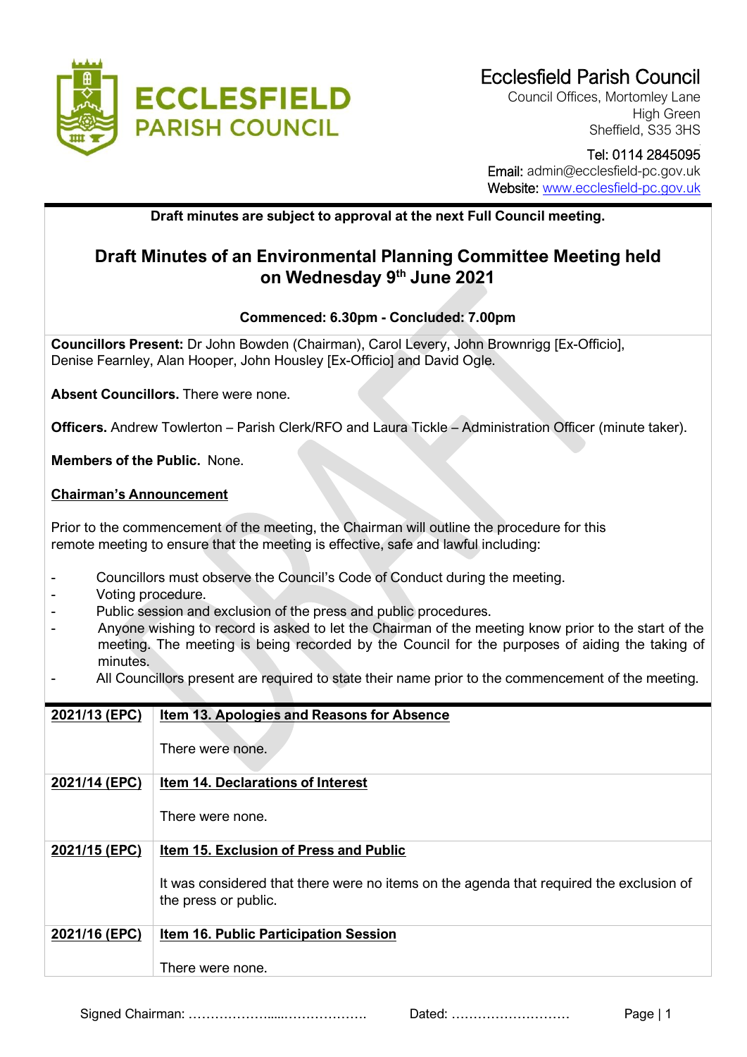# Ecclesfield Parish Council

Council Offices, Mortomley Lane
High Green
Sheffield, S35 3HS

Tel: 0114 2845095
Email: admin@ecclesfield-pc.gov.uk
Website: www.ecclesfield-pc.gov.uk

**Draft minutes are subject to approval at the next Full Council meeting.**

## Draft Minutes of an Environmental Planning Committee Meeting held on Wednesday 9th June 2021

**Commenced: 6.30pm - Concluded: 7.00pm**

**Councillors Present:** Dr John Bowden (Chairman), Carol Levery, John Brownrigg [Ex-Officio], Denise Fearnley, Alan Hooper, John Housley [Ex-Officio] and David Ogle.

**Absent Councillors.** There were none.

**Officers.** Andrew Towlerton – Parish Clerk/RFO and Laura Tickle – Administration Officer (minute taker).

**Members of the Public.** None.

**Chairman's Announcement**

Prior to the commencement of the meeting, the Chairman will outline the procedure for this remote meeting to ensure that the meeting is effective, safe and lawful including:

- Councillors must observe the Council's Code of Conduct during the meeting.
- Voting procedure.
- Public session and exclusion of the press and public procedures.
- Anyone wishing to record is asked to let the Chairman of the meeting know prior to the start of the meeting. The meeting is being recorded by the Council for the purposes of aiding the taking of minutes.
- All Councillors present are required to state their name prior to the commencement of the meeting.

| | |
|---|---|
| **2021/13 (EPC)** | **Item 13. Apologies and Reasons for Absence**<br><br>There were none. |
| **2021/14 (EPC)** | **Item 14. Declarations of Interest**<br><br>There were none. |
| **2021/15 (EPC)** | **Item 15. Exclusion of Press and Public**<br><br>It was considered that there were no items on the agenda that required the exclusion of the press or public. |
| **2021/16 (EPC)** | **Item 16. Public Participation Session**<br><br>There were none. |

Signed Chairman: ………………….....………………. Dated: ………………………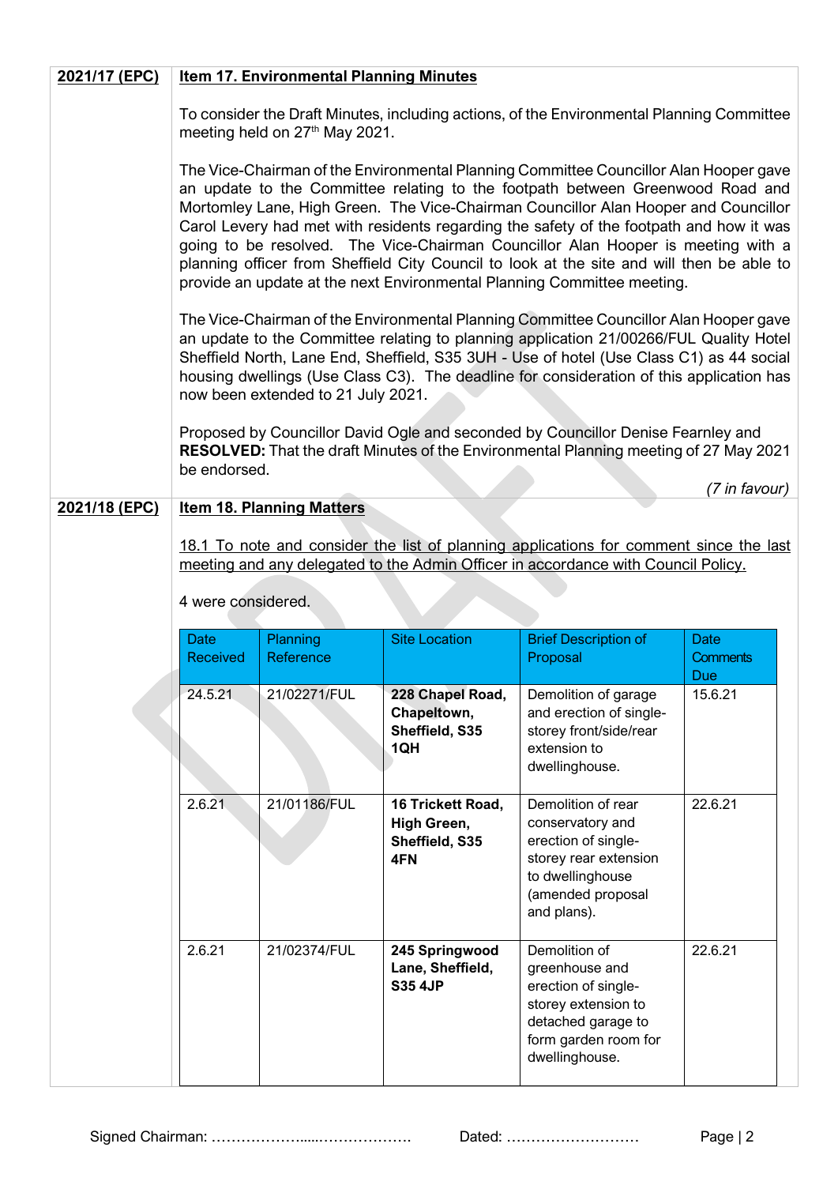**2021/17 (EPC)** **Item 17. Environmental Planning Minutes**

To consider the Draft Minutes, including actions, of the Environmental Planning Committee meeting held on 27th May 2021.

The Vice-Chairman of the Environmental Planning Committee Councillor Alan Hooper gave an update to the Committee relating to the footpath between Greenwood Road and Mortomley Lane, High Green. The Vice-Chairman Councillor Alan Hooper and Councillor Carol Levery had met with residents regarding the safety of the footpath and how it was going to be resolved. The Vice-Chairman Councillor Alan Hooper is meeting with a planning officer from Sheffield City Council to look at the site and will then be able to provide an update at the next Environmental Planning Committee meeting.

The Vice-Chairman of the Environmental Planning Committee Councillor Alan Hooper gave an update to the Committee relating to planning application 21/00266/FUL Quality Hotel Sheffield North, Lane End, Sheffield, S35 3UH - Use of hotel (Use Class C1) as 44 social housing dwellings (Use Class C3). The deadline for consideration of this application has now been extended to 21 July 2021.

Proposed by Councillor David Ogle and seconded by Councillor Denise Fearnley and **RESOLVED:** That the draft Minutes of the Environmental Planning meeting of 27 May 2021 be endorsed.

*(7 in favour)*

**2021/18 (EPC)** **Item 18. Planning Matters**

18.1 To note and consider the list of planning applications for comment since the last meeting and any delegated to the Admin Officer in accordance with Council Policy.

4 were considered.

| Date Received | Planning Reference | Site Location | Brief Description of Proposal | Date Comments Due |
|---|---|---|---|---|
| 24.5.21 | 21/02271/FUL | **228 Chapel Road, Chapeltown, Sheffield, S35 1QH** | Demolition of garage and erection of single-storey front/side/rear extension to dwellinghouse. | 15.6.21 |
| 2.6.21 | 21/01186/FUL | **16 Trickett Road, High Green, Sheffield, S35 4FN** | Demolition of rear conservatory and erection of single-storey rear extension to dwellinghouse (amended proposal and plans). | 22.6.21 |
| 2.6.21 | 21/02374/FUL | **245 Springwood Lane, Sheffield, S35 4JP** | Demolition of greenhouse and erection of single-storey extension to detached garage to form garden room for dwellinghouse. | 22.6.21 |

Signed Chairman: ………………….....………………. Dated: ………………………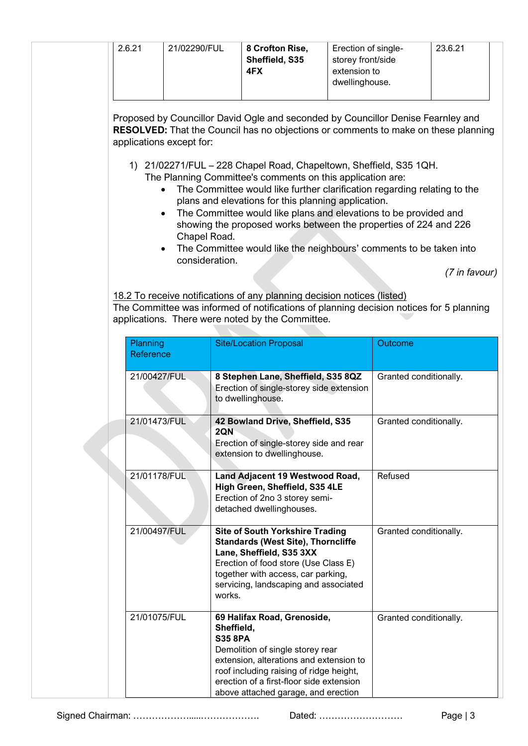| 2.6.21 | 21/02290/FUL | **8 Crofton Rise, Sheffield, S35 4FX** | Erection of single-storey front/side extension to dwellinghouse. | 23.6.21 |
|---|---|---|---|---|

Proposed by Councillor David Ogle and seconded by Councillor Denise Fearnley and **RESOLVED:** That the Council has no objections or comments to make on these planning applications except for:

1) 21/02271/FUL – 228 Chapel Road, Chapeltown, Sheffield, S35 1QH.
   The Planning Committee's comments on this application are:
   - The Committee would like further clarification regarding relating to the plans and elevations for this planning application.
   - The Committee would like plans and elevations to be provided and showing the proposed works between the properties of 224 and 226 Chapel Road.
   - The Committee would like the neighbours' comments to be taken into consideration.

*(7 in favour)*

18.2 To receive notifications of any planning decision notices (listed)

The Committee was informed of notifications of planning decision notices for 5 planning applications. There were noted by the Committee.

| Planning Reference | Site/Location Proposal | Outcome |
|---|---|---|
| 21/00427/FUL | **8 Stephen Lane, Sheffield, S35 8QZ** Erection of single-storey side extension to dwellinghouse. | Granted conditionally. |
| 21/01473/FUL | **42 Bowland Drive, Sheffield, S35 2QN** Erection of single-storey side and rear extension to dwellinghouse. | Granted conditionally. |
| 21/01178/FUL | **Land Adjacent 19 Westwood Road, High Green, Sheffield, S35 4LE** Erection of 2no 3 storey semi-detached dwellinghouses. | Refused |
| 21/00497/FUL | **Site of South Yorkshire Trading Standards (West Site), Thorncliffe Lane, Sheffield, S35 3XX** Erection of food store (Use Class E) together with access, car parking, servicing, landscaping and associated works. | Granted conditionally. |
| 21/01075/FUL | **69 Halifax Road, Grenoside, Sheffield, S35 8PA** Demolition of single storey rear extension, alterations and extension to roof including raising of ridge height, erection of a first-floor side extension above attached garage, and erection | Granted conditionally. |

Signed Chairman: ………………....………………  Dated: ………………………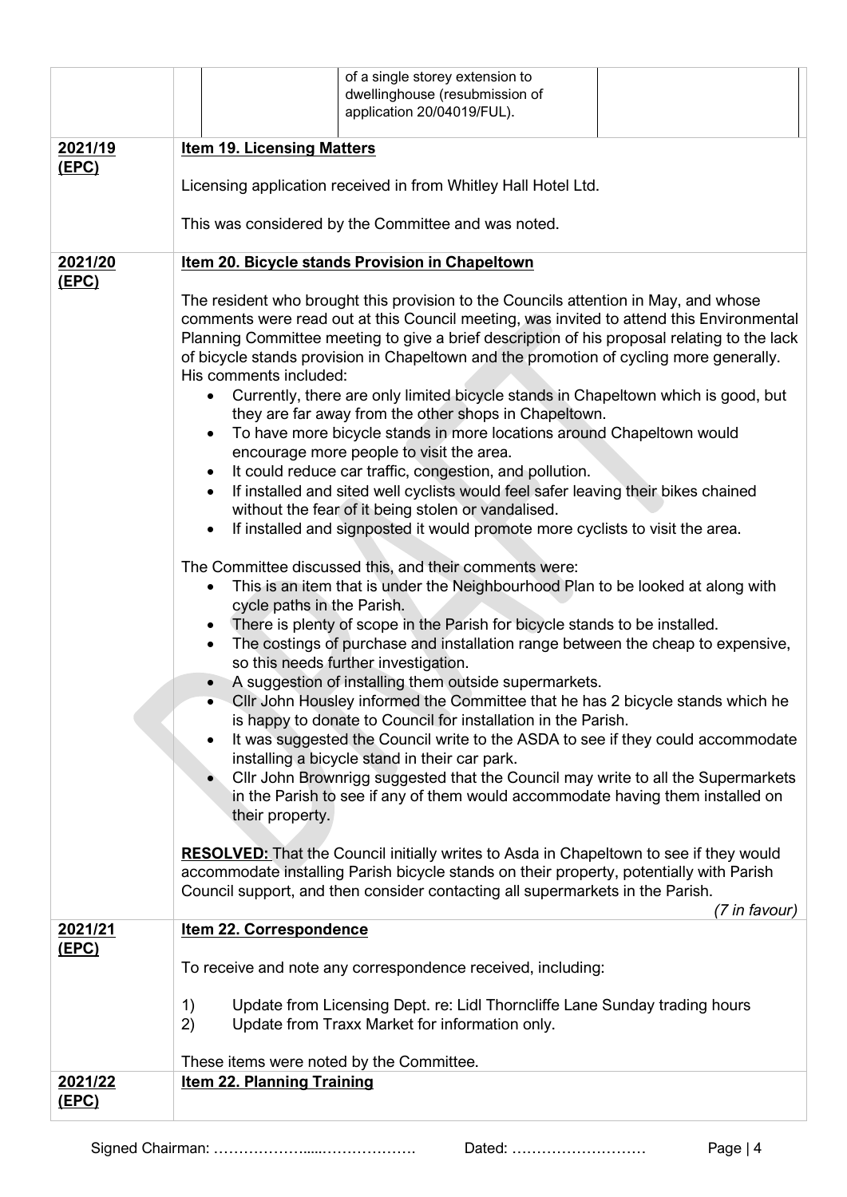| | | | | |
|---|---|---|---|---|
| | | | of a single storey extension to dwellinghouse (resubmission of application 20/04019/FUL). | |

**2021/19 (EPC)**

**Item 19. Licensing Matters**

Licensing application received in from Whitley Hall Hotel Ltd.

This was considered by the Committee and was noted.

**2021/20 (EPC)**

**Item 20. Bicycle stands Provision in Chapeltown**

The resident who brought this provision to the Councils attention in May, and whose comments were read out at this Council meeting, was invited to attend this Environmental Planning Committee meeting to give a brief description of his proposal relating to the lack of bicycle stands provision in Chapeltown and the promotion of cycling more generally. His comments included:

- Currently, there are only limited bicycle stands in Chapeltown which is good, but they are far away from the other shops in Chapeltown.
- To have more bicycle stands in more locations around Chapeltown would encourage more people to visit the area.
- It could reduce car traffic, congestion, and pollution.
- If installed and sited well cyclists would feel safer leaving their bikes chained without the fear of it being stolen or vandalised.
- If installed and signposted it would promote more cyclists to visit the area.

The Committee discussed this, and their comments were:

- This is an item that is under the Neighbourhood Plan to be looked at along with cycle paths in the Parish.
- There is plenty of scope in the Parish for bicycle stands to be installed.
- The costings of purchase and installation range between the cheap to expensive, so this needs further investigation.
- A suggestion of installing them outside supermarkets.
- Cllr John Housley informed the Committee that he has 2 bicycle stands which he is happy to donate to Council for installation in the Parish.
- It was suggested the Council write to the ASDA to see if they could accommodate installing a bicycle stand in their car park.
- Cllr John Brownrigg suggested that the Council may write to all the Supermarkets in the Parish to see if any of them would accommodate having them installed on their property.

**RESOLVED:** That the Council initially writes to Asda in Chapeltown to see if they would accommodate installing Parish bicycle stands on their property, potentially with Parish Council support, and then consider contacting all supermarkets in the Parish.

*(7 in favour)*

**2021/21 (EPC)**

**Item 22. Correspondence**

To receive and note any correspondence received, including:

1) Update from Licensing Dept. re: Lidl Thorncliffe Lane Sunday trading hours
2) Update from Traxx Market for information only.

These items were noted by the Committee.

**2021/22 (EPC)**

**Item 22. Planning Training**

Signed Chairman: …………………....………………. Dated: ………………………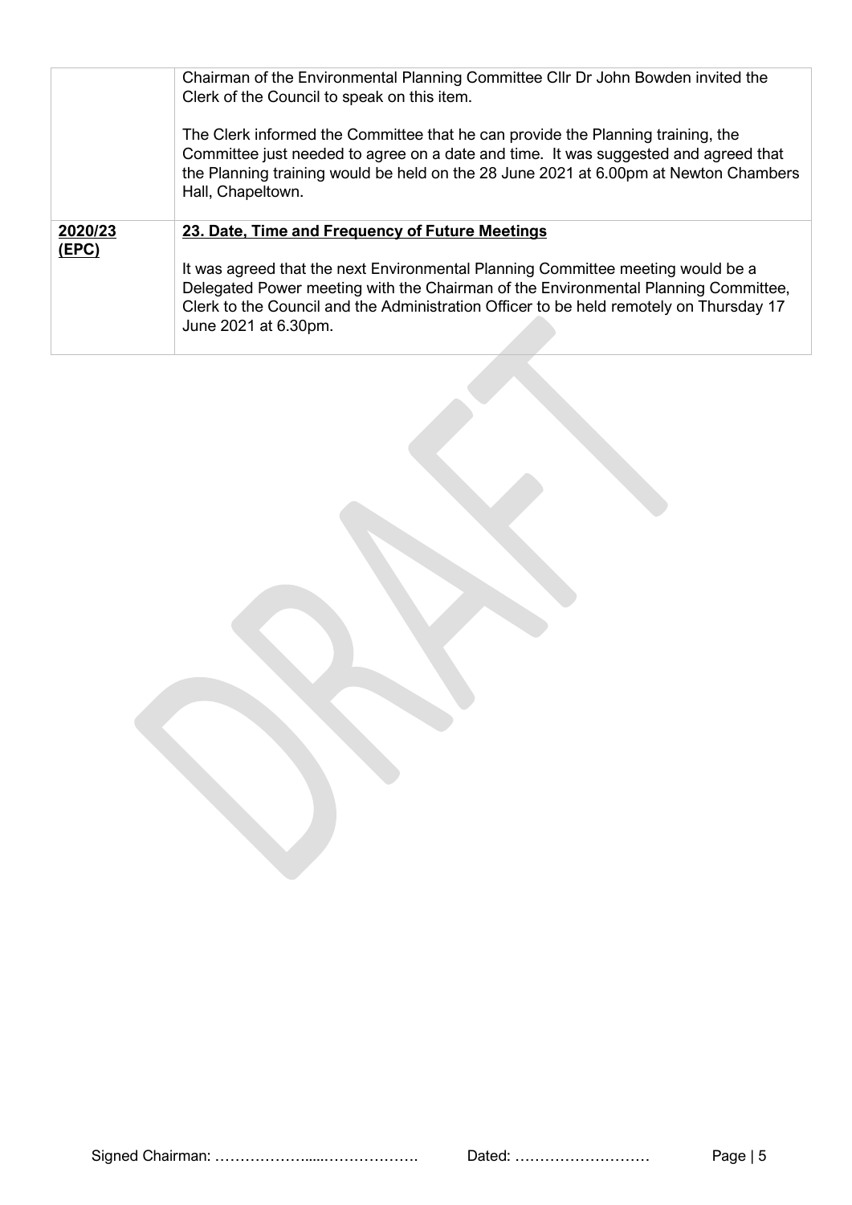| | |
|---|---|
| | Chairman of the Environmental Planning Committee Cllr Dr John Bowden invited the Clerk of the Council to speak on this item.<br><br>The Clerk informed the Committee that he can provide the Planning training, the Committee just needed to agree on a date and time. It was suggested and agreed that the Planning training would be held on the 28 June 2021 at 6.00pm at Newton Chambers Hall, Chapeltown. |
| **2020/23 (EPC)** | **23. Date, Time and Frequency of Future Meetings**<br><br>It was agreed that the next Environmental Planning Committee meeting would be a Delegated Power meeting with the Chairman of the Environmental Planning Committee, Clerk to the Council and the Administration Officer to be held remotely on Thursday 17 June 2021 at 6.30pm. |

DRAFT

Signed Chairman: ………………....……………… Dated: ………………………